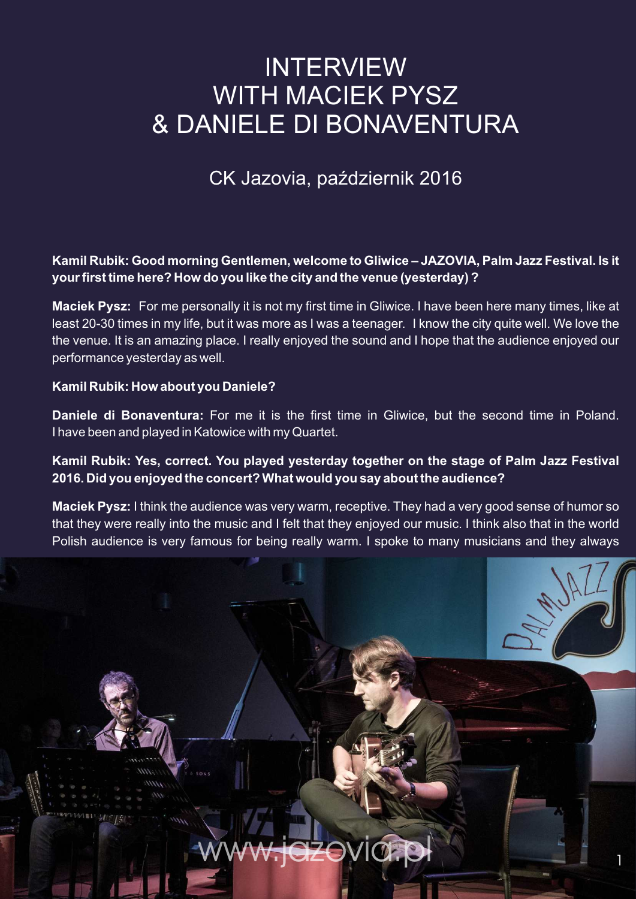# INTERVIEW WITH MACIEK PYSZ & DANIELE DI BONAVENTURA

## CK Jazovia, październik 2016

**Kamil Rubik: Good morning Gentlemen, welcome to Gliwice – JAZOVIA, Palm Jazz Festival. Is it your first time here? How do you like the city and the venue (yesterday) ?**

**Maciek Pysz:** For me personally it is not my first time in Gliwice. I have been here many times, like at least 20-30 times in my life, but it was more as I was a teenager. I know the city quite well. We love the the venue. It is an amazing place. I really enjoyed the sound and I hope that the audience enjoyed our performance yesterday as well.

**Kamil Rubik: How about you Daniele?**

**Daniele di Bonaventura:** For me it is the first time in Gliwice, but the second time in Poland. I have been and played in Katowice with my Quartet.

**Kamil Rubik: Yes, correct. You played yesterday together on the stage of Palm Jazz Festival 2016. Did you enjoyed the concert? What would you say about the audience?**

**Maciek Pysz:** I think the audience was very warm, receptive. They had a very good sense of humor so that they were really into the music and I felt that they enjoyed our music. I think also that in the world Polish audience is very famous for being really warm. I spoke to many musicians and they always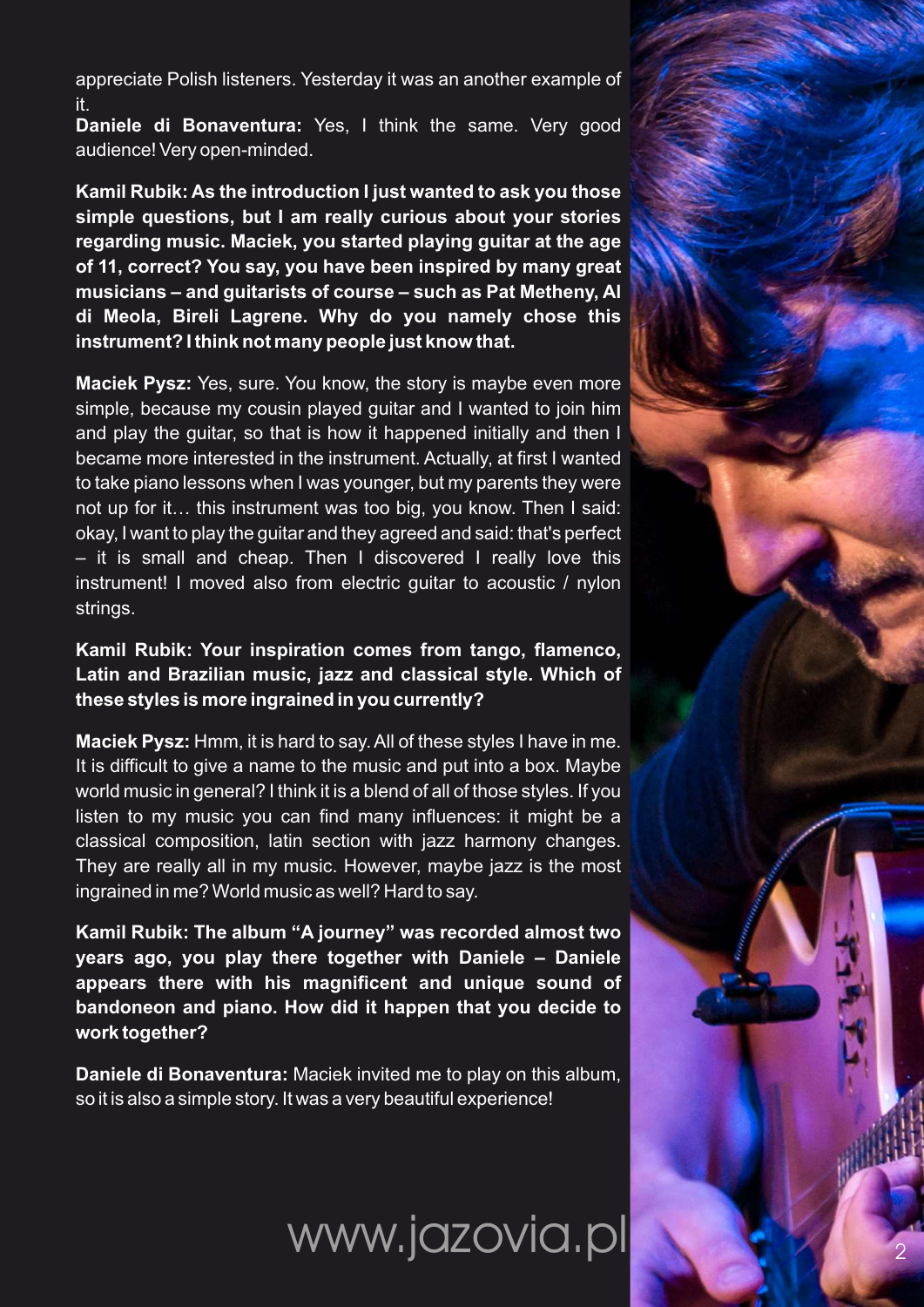appreciate Polish listeners. Yesterday it was an another example of it.

**Daniele di Bonaventura:** Yes, I think the same. Very good audience! Very open-minded.

**Kamil Rubik: As the introduction I just wanted to ask you those simple questions, but I am really curious about your stories regarding music. Maciek, you started playing guitar at the age of 11, correct? You say, you have been inspired by many great musicians – and guitarists of course – such as Pat Metheny, Al di Meola, Bireli Lagrene. Why do you namely chose this instrument? I think not many people just know that.**

**Maciek Pysz:** Yes, sure. You know, the story is maybe even more simple, because my cousin played guitar and I wanted to join him and play the guitar, so that is how it happened initially and then I became more interested in the instrument. Actually, at first I wanted to take piano lessons when I was younger, but my parents they were not up for it… this instrument was too big, you know. Then I said: okay, I want to play the guitar and they agreed and said: that's perfect – it is small and cheap. Then I discovered I really love this instrument! I moved also from electric guitar to acoustic / nylon strings.

**Kamil Rubik: Your inspiration comes from tango, flamenco, Latin and Brazilian music, jazz and classical style. Which of these styles is more ingrained in you currently?**

**Maciek Pysz:** Hmm, it is hard to say. All of these styles I have in me. It is difficult to give a name to the music and put into a box. Maybe world music in general? I think it is a blend of all of those styles. If you listen to my music you can find many influences: it might be a classical composition, latin section with jazz harmony changes. They are really all in my music. However, maybe jazz is the most ingrained in me? World music as well? Hard to say.

**Kamil Rubik: The album "A journey" was recorded almost two years ago, you play there together with Daniele – Daniele appears there with his magnificent and unique sound of bandoneon and piano. How did it happen that you decide to work together?**

**Daniele di Bonaventura:** Maciek invited me to play on this album, so it is also a simple story. It was a very beautiful experience!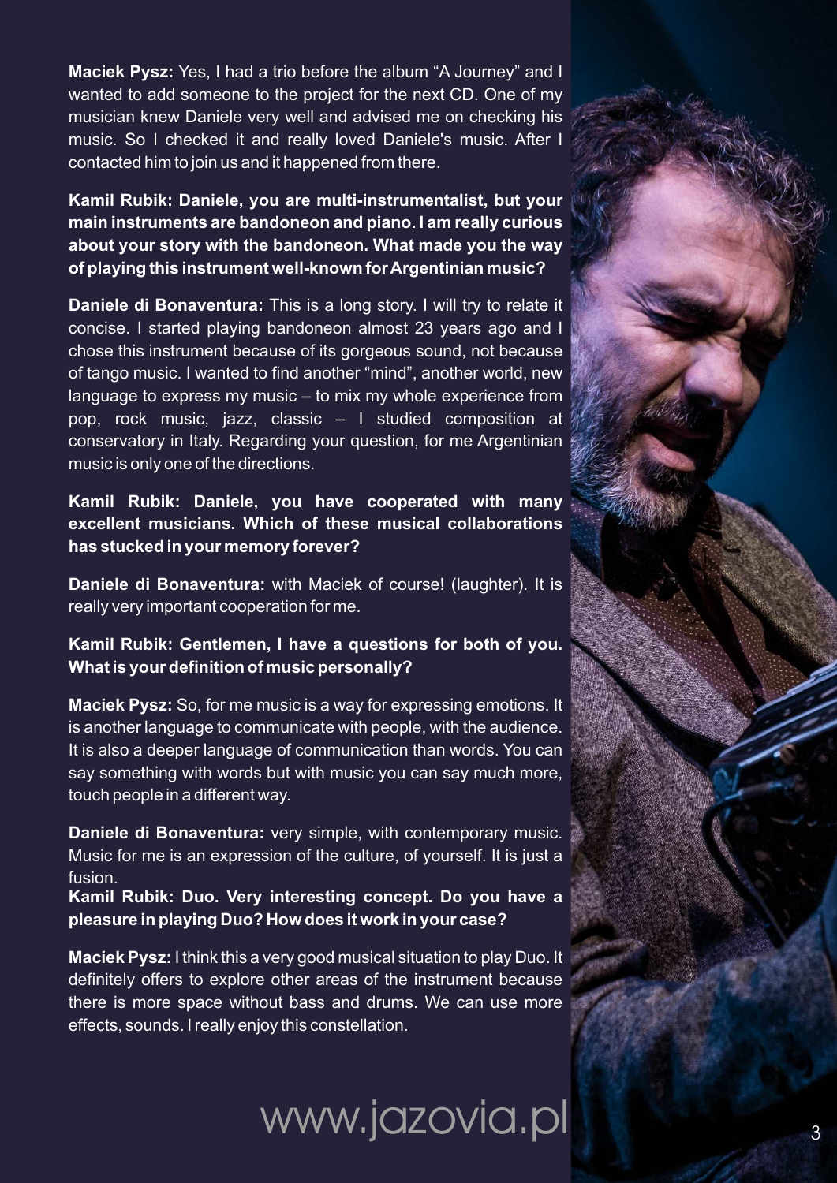**Maciek Pysz:** Yes, I had a trio before the album "A Journey" and I wanted to add someone to the project for the next CD. One of my musician knew Daniele very well and advised me on checking his music. So I checked it and really loved Daniele's music. After I contacted him to join us and it happened from there.

**Kamil Rubik: Daniele, you are multi-instrumentalist, but your main instruments are bandoneon and piano. I am really curious about your story with the bandoneon. What made you the way of playing this instrument well-known for Argentinian music?**

**Daniele di Bonaventura:** This is a long story. I will try to relate it concise. I started playing bandoneon almost 23 years ago and I chose this instrument because of its gorgeous sound, not because of tango music. I wanted to find another "mind", another world, new language to express my music – to mix my whole experience from pop, rock music, jazz, classic – I studied composition at conservatory in Italy. Regarding your question, for me Argentinian music is only one of the directions.

**Kamil Rubik: Daniele, you have cooperated with many excellent musicians. Which of these musical collaborations has stucked in your memory forever?**

**Daniele di Bonaventura:** with Maciek of course! (laughter). It is really very important cooperation for me.

**Kamil Rubik: Gentlemen, I have a questions for both of you. What is your definition of music personally?**

**Maciek Pysz:** So, for me music is a way for expressing emotions. It is another language to communicate with people, with the audience. It is also a deeper language of communication than words. You can say something with words but with music you can say much more, touch people in a different way.

**Daniele di Bonaventura:** very simple, with contemporary music. Music for me is an expression of the culture, of yourself. It is just a fusion.

**Kamil Rubik: Duo. Very interesting concept. Do you have a pleasure in playing Duo? How does it work in your case?**

**Maciek Pysz:** I think this a very good musical situation to play Duo. It definitely offers to explore other areas of the instrument because there is more space without bass and drums. We can use more effects, sounds. I really enjoy this constellation.

www.jazovia.pl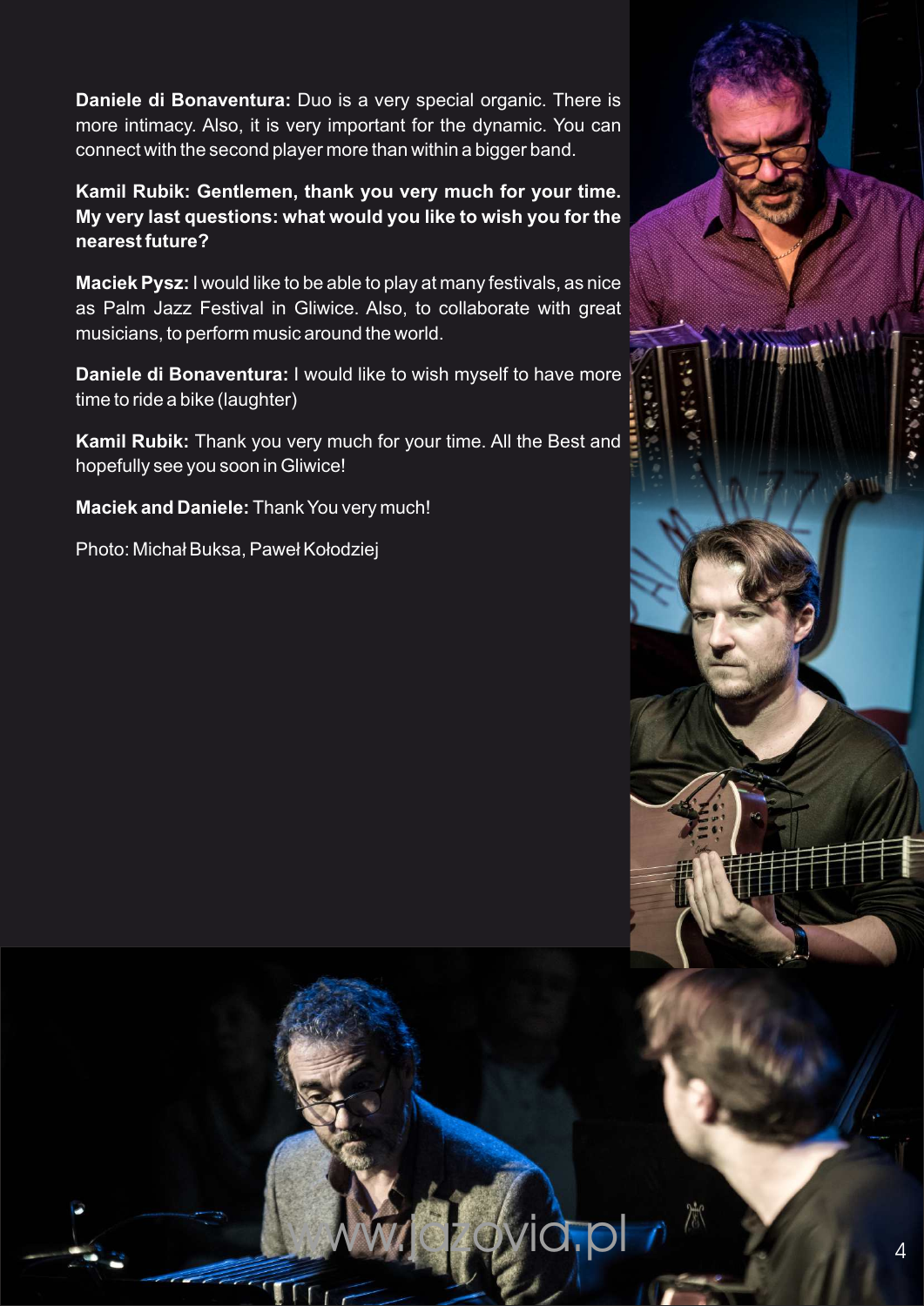**Daniele di Bonaventura:** Duo is a very special organic. There is more intimacy. Also, it is very important for the dynamic. You can connect with the second player more than within a bigger band.

**Kamil Rubik: Gentlemen, thank you very much for your time. My very last questions: what would you like to wish you for the nearest future?**

**Maciek Pysz:** I would like to be able to play at many festivals, as nice as Palm Jazz Festival in Gliwice. Also, to collaborate with great musicians, to perform music around the world.

**Daniele di Bonaventura:** I would like to wish myself to have more time to ride a bike (laughter)

**Kamil Rubik:** Thank you very much for your time. All the Best and hopefully see you soon in Gliwice!

**Maciek and Daniele:** Thank You very much!

Photo: Michał Buksa, Paweł Kołodziej

www.jazzovia.pl